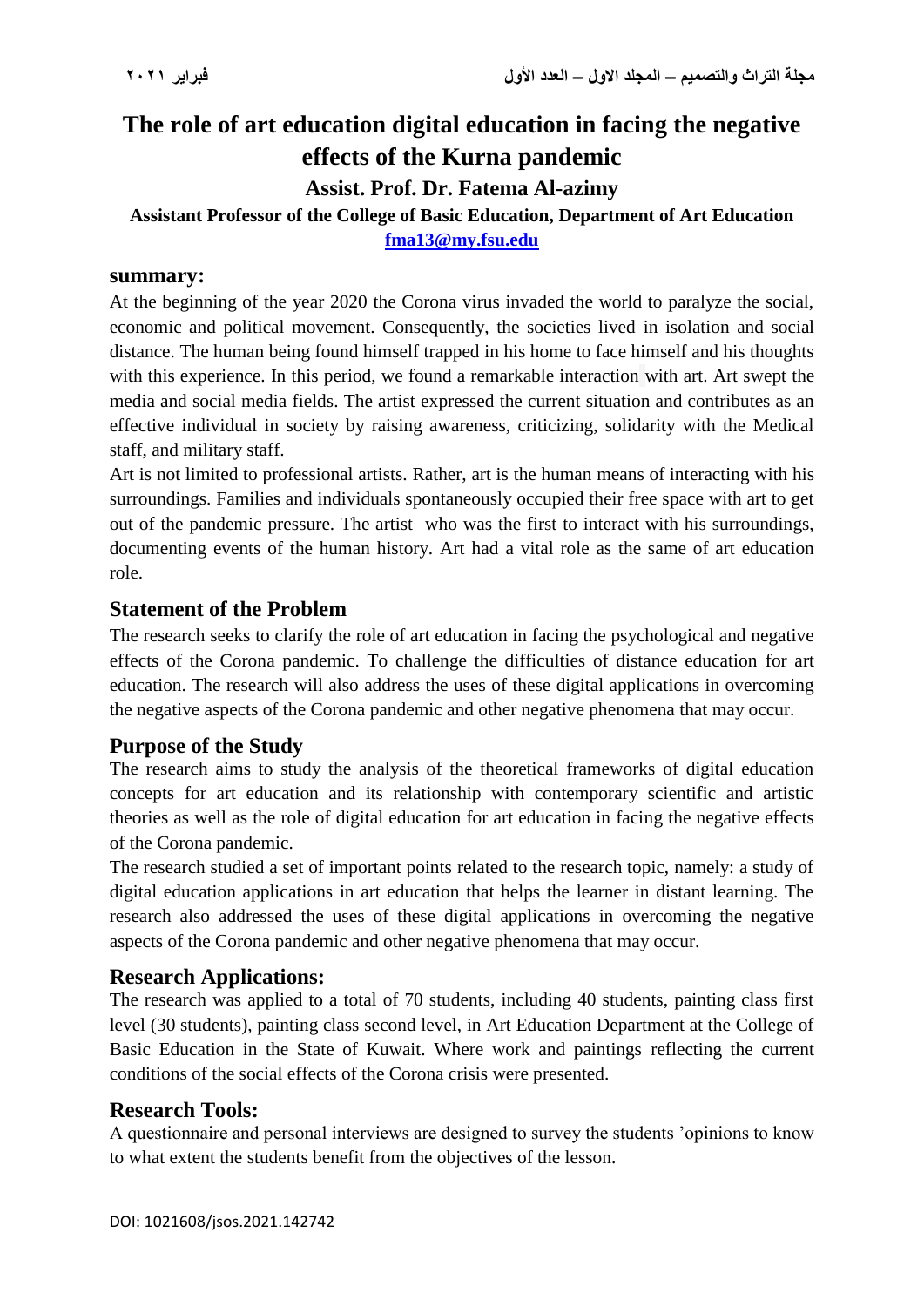# The role of art education digital education in facing the negative effects of the Kurna pandemic

### Assist. Prof. Dr. Fatema Al-azimy

**Assistant Professor of the College of Basic Education, Department of Art Education**

**fma13@my.fsu.edu**

## summary:

At the beginning of the year 2020 the Corona virus invaded the world to paralyze the social, economic and political movement. Consequently, the societies lived in isolation and social distance. The human being found himself trapped in his home to face himself and his thoughts with this experience. In this period, we found a remarkable interaction with art. Art swept the media and social media fields. The artist expressed the current situation and contributes as an effective individual in society by raising awareness, criticizing, solidarity with the Medical staff, and military staff.

Art is not limited to professional artists. Rather, art is the human means of interacting with his surroundings. Families and individuals spontaneously occupied their free space with art to get out of the pandemic pressure. The artist who was the first to interact with his surroundings, documenting events of the human history. Art had a vital role as the same of art education role.

## Statement of the Problem

The research seeks to clarify the role of art education in facing the psychological and negative effects of the Corona pandemic. To challenge the difficulties of distance education for art education. The research will also address the uses of these digital applications in overcoming the negative aspects of the Corona pandemic and other negative phenomena that may occur.

## Purpose of the Study

The research aims to study the analysis of the theoretical frameworks of digital education concepts for art education and its relationship with contemporary scientific and artistic theories as well as the role of digital education for art education in facing the negative effects of the Corona pandemic.

The research studied a set of important points related to the research topic, namely: a study of digital education applications in art education that helps the learner in distant learning. The research also addressed the uses of these digital applications in overcoming the negative aspects of the Corona pandemic and other negative phenomena that may occur.

## Research Applications:

The research was applied to a total of 70 students, including 40 students, painting class first level (30 students), painting class second level, in Art Education Department at the College of Basic Education in the State of Kuwait. Where work and paintings reflecting the current conditions of the social effects of the Corona crisis were presented.

## Research Tools:

A questionnaire and personal interviews are designed to survey the students 'opinions to know to what extent the students benefit from the objectives of the lesson.

DOI: 1021608/jsos.2021.142742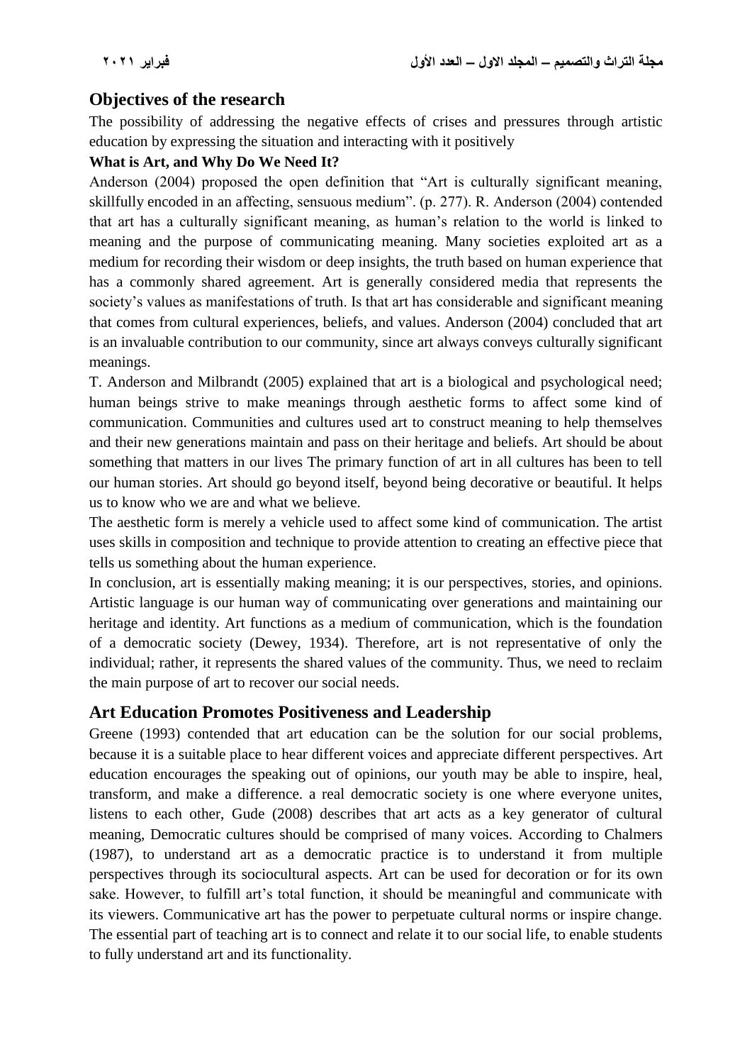## Objectives of the research

The possibility of addressing the negative effects of crises and pressures through artistic education by expressing the situation and interacting with it positively

**What is Art, and Why Do We Need It?**

Anderson (2004) proposed the open definition that "Art is culturally significant meaning, skillfully encoded in an affecting, sensuous medium". (p. 277). R. Anderson (2004) contended that art has a culturally significant meaning, as human's relation to the world is linked to meaning and the purpose of communicating meaning. Many societies exploited art as a medium for recording their wisdom or deep insights, the truth based on human experience that has a commonly shared agreement. Art is generally considered media that represents the society's values as manifestations of truth. Is that art has considerable and significant meaning that comes from cultural experiences, beliefs, and values. Anderson (2004) concluded that art is an invaluable contribution to our community, since art always conveys culturally significant meanings.

T. Anderson and Milbrandt (2005) explained that art is a biological and psychological need; human beings strive to make meanings through aesthetic forms to affect some kind of communication. Communities and cultures used art to construct meaning to help themselves and their new generations maintain and pass on their heritage and beliefs. Art should be about something that matters in our lives The primary function of art in all cultures has been to tell our human stories. Art should go beyond itself, beyond being decorative or beautiful. It helps us to know who we are and what we believe.

The aesthetic form is merely a vehicle used to affect some kind of communication. The artist uses skills in composition and technique to provide attention to creating an effective piece that tells us something about the human experience.

In conclusion, art is essentially making meaning; it is our perspectives, stories, and opinions. Artistic language is our human way of communicating over generations and maintaining our heritage and identity. Art functions as a medium of communication, which is the foundation of a democratic society (Dewey, 1934). Therefore, art is not representative of only the individual; rather, it represents the shared values of the community. Thus, we need to reclaim the main purpose of art to recover our social needs.

## Art Education Promotes Positiveness and Leadership

Greene (1993) contended that art education can be the solution for our social problems, because it is a suitable place to hear different voices and appreciate different perspectives. Art education encourages the speaking out of opinions, our youth may be able to inspire, heal, transform, and make a difference. a real democratic society is one where everyone unites, listens to each other, Gude (2008) describes that art acts as a key generator of cultural meaning, Democratic cultures should be comprised of many voices. According to Chalmers (1987), to understand art as a democratic practice is to understand it from multiple perspectives through its sociocultural aspects. Art can be used for decoration or for its own sake. However, to fulfill art's total function, it should be meaningful and communicate with its viewers. Communicative art has the power to perpetuate cultural norms or inspire change. The essential part of teaching art is to connect and relate it to our social life, to enable students to fully understand art and its functionality.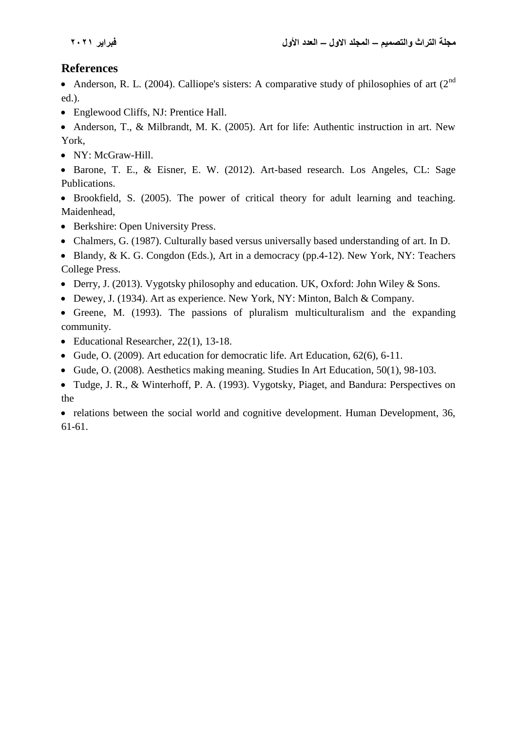## References

- Anderson, R. L. (2004). Calliope's sisters: A comparative study of philosophies of art (2nd ed.).
- Englewood Cliffs, NJ: Prentice Hall.
- Anderson, T., & Milbrandt, M. K. (2005). Art for life: Authentic instruction in art. New York,
- NY: McGraw-Hill.
- Barone, T. E., & Eisner, E. W. (2012). Art-based research. Los Angeles, CL: Sage Publications.
- Brookfield, S. (2005). The power of critical theory for adult learning and teaching. Maidenhead,
- Berkshire: Open University Press.
- Chalmers, G. (1987). Culturally based versus universally based understanding of art. In D.
- Blandy, & K. G. Congdon (Eds.), Art in a democracy (pp.4-12). New York, NY: Teachers College Press.
- Derry, J. (2013). Vygotsky philosophy and education. UK, Oxford: John Wiley & Sons.
- Dewey, J. (1934). Art as experience. New York, NY: Minton, Balch & Company.
- Greene, M. (1993). The passions of pluralism multiculturalism and the expanding community.
- Educational Researcher, 22(1), 13-18.
- Gude, O. (2009). Art education for democratic life. Art Education, 62(6), 6-11.
- Gude, O. (2008). Aesthetics making meaning. Studies In Art Education, 50(1), 98-103.
- Tudge, J. R., & Winterhoff, P. A. (1993). Vygotsky, Piaget, and Bandura: Perspectives on the
- relations between the social world and cognitive development. Human Development, 36, 61-61.